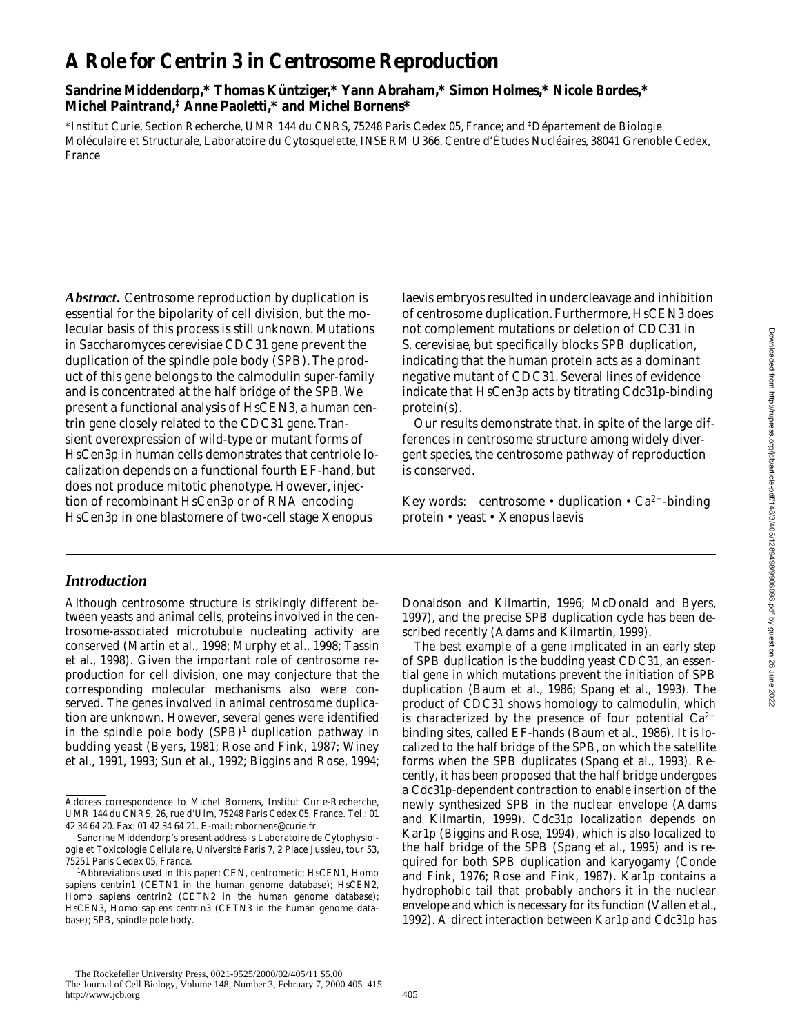# A Role for Centrin 3 in Centrosome Reproduction

**Sandrine Middendorp,\* Thomas Küntziger,\* Yann Abraham,\* Simon Holmes,\* Nicole Bordes,\* Michel Paintrand,‡ Anne Paoletti,\* and Michel Bornens\***

\*Institut Curie, Section Recherche, UMR 144 du CNRS, 75248 Paris Cedex 05, France; and ‡Département de Biologie Moléculaire et Structurale, Laboratoire du Cytosquelette, INSERM U366, Centre d'Études Nucléaires, 38041 Grenoble Cedex, France

***Abstract.*** Centrosome reproduction by duplication is essential for the bipolarity of cell division, but the molecular basis of this process is still unknown. Mutations in *Saccharomyces cerevisiae CDC31* gene prevent the duplication of the spindle pole body (SPB). The product of this gene belongs to the calmodulin super-family and is concentrated at the half bridge of the SPB. We present a functional analysis of HsCEN3, a human centrin gene closely related to the *CDC31* gene. Transient overexpression of wild-type or mutant forms of HsCen3p in human cells demonstrates that centriole localization depends on a functional fourth EF-hand, but does not produce mitotic phenotype. However, injection of recombinant HsCen3p or of RNA encoding HsCen3p in one blastomere of two-cell stage *Xenopus laevis* embryos resulted in undercleavage and inhibition of centrosome duplication. Furthermore, HsCEN3 does not complement mutations or deletion of *CDC31* in *S. cerevisiae*, but specifically blocks SPB duplication, indicating that the human protein acts as a dominant negative mutant of *CDC31*. Several lines of evidence indicate that HsCen3p acts by titrating Cdc31p-binding protein(s).

Our results demonstrate that, in spite of the large differences in centrosome structure among widely divergent species, the centrosome pathway of reproduction is conserved.

Key words: centrosome • duplication • $Ca^{2+}$-binding protein • yeast • *Xenopus laevis*

## *Introduction*

Although centrosome structure is strikingly different between yeasts and animal cells, proteins involved in the centrosome-associated microtubule nucleating activity are conserved (Martin et al., 1998; Murphy et al., 1998; Tassin et al., 1998). Given the important role of centrosome reproduction for cell division, one may conjecture that the corresponding molecular mechanisms also were conserved. The genes involved in animal centrosome duplication are unknown. However, several genes were identified in the spindle pole body (SPB)[1] duplication pathway in budding yeast (Byers, 1981; Rose and Fink, 1987; Winey et al., 1991, 1993; Sun et al., 1992; Biggins and Rose, 1994; Donaldson and Kilmartin, 1996; McDonald and Byers, 1997), and the precise SPB duplication cycle has been described recently (Adams and Kilmartin, 1999).

The best example of a gene implicated in an early step of SPB duplication is the budding yeast *CDC31*, an essential gene in which mutations prevent the initiation of SPB duplication (Baum et al., 1986; Spang et al., 1993). The product of *CDC31* shows homology to calmodulin, which is characterized by the presence of four potential $Ca^{2+}$ binding sites, called EF-hands (Baum et al., 1986). It is localized to the half bridge of the SPB, on which the satellite forms when the SPB duplicates (Spang et al., 1993). Recently, it has been proposed that the half bridge undergoes a Cdc31p-dependent contraction to enable insertion of the newly synthesized SPB in the nuclear envelope (Adams and Kilmartin, 1999). Cdc31p localization depends on Kar1p (Biggins and Rose, 1994), which is also localized to the half bridge of the SPB (Spang et al., 1995) and is required for both SPB duplication and karyogamy (Conde and Fink, 1976; Rose and Fink, 1987). Kar1p contains a hydrophobic tail that probably anchors it in the nuclear envelope and which is necessary for its function (Vallen et al., 1992). A direct interaction between Kar1p and Cdc31p has

Address correspondence to Michel Bornens, Institut Curie-Recherche, UMR 144 du CNRS, 26, rue d'Ulm, 75248 Paris Cedex 05, France. Tel.: 01 42 34 64 20. Fax: 01 42 34 64 21. E-mail: mbornens@curie.fr

Sandrine Middendorp's present address is Laboratoire de Cytophysiologie et Toxicologie Cellulaire, Université Paris 7, 2 Place Jussieu, tour 53, 75251 Paris Cedex 05, France.

[1]Abbreviations used in this paper: CEN, centromeric; HsCEN1, *Homo sapiens* centrin1 (CETN1 in the human genome database); HsCEN2, *Homo sapiens* centrin2 (CETN2 in the human genome database); HsCEN3, *Homo sapiens* centrin3 (CETN3 in the human genome database); SPB, spindle pole body.

The Rockefeller University Press, 0021-9525/2000/02/405/11 $5.00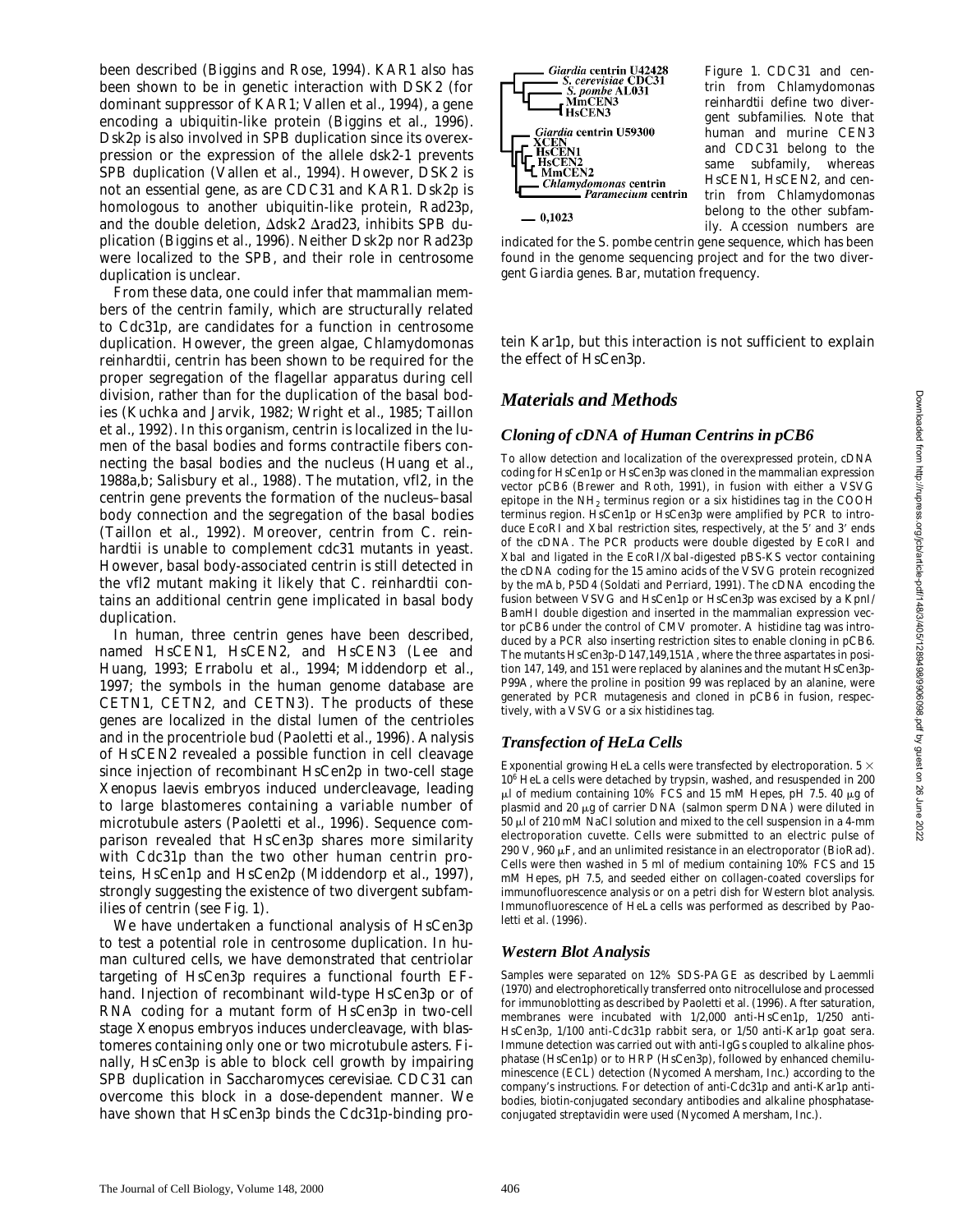been described (Biggins and Rose, 1994). KAR1 also has been shown to be in genetic interaction with DSK2 (for dominant suppressor of KAR1; Vallen et al., 1994), a gene encoding a ubiquitin-like protein (Biggins et al., 1996). Dsk2p is also involved in SPB duplication since its overexpression or the expression of the allele dsk2-1 prevents SPB duplication (Vallen et al., 1994). However, DSK2 is not an essential gene, as are CDC31 and KAR1. Dsk2p is homologous to another ubiquitin-like protein, Rad23p, and the double deletion, Δdsk2 Δrad23, inhibits SPB duplication (Biggins et al., 1996). Neither Dsk2p nor Rad23p were localized to the SPB, and their role in centrosome duplication is unclear.

From these data, one could infer that mammalian members of the centrin family, which are structurally related to Cdc31p, are candidates for a function in centrosome duplication. However, the green algae, *Chlamydomonas reinhardtii*, centrin has been shown to be required for the proper segregation of the flagellar apparatus during cell division, rather than for the duplication of the basal bodies (Kuchka and Jarvik, 1982; Wright et al., 1985; Taillon et al., 1992). In this organism, centrin is localized in the lumen of the basal bodies and forms contractile fibers connecting the basal bodies and the nucleus (Huang et al., 1988a,b; Salisbury et al., 1988). The mutation, *vfl2*, in the centrin gene prevents the formation of the nucleus–basal body connection and the segregation of the basal bodies (Taillon et al., 1992). Moreover, centrin from *C. reinhardtii* is unable to complement *cdc31* mutants in yeast. However, basal body-associated centrin is still detected in the *vfl2* mutant making it likely that *C. reinhardtii* contains an additional centrin gene implicated in basal body duplication.

In human, three centrin genes have been described, named *HsCEN1*, *HsCEN2*, and *HsCEN3* (Lee and Huang, 1993; Errabolu et al., 1994; Middendorp et al., 1997; the symbols in the human genome database are CETN1, CETN2, and CETN3). The products of these genes are localized in the distal lumen of the centrioles and in the procentriole bud (Paoletti et al., 1996). Analysis of *HsCEN2* revealed a possible function in cell cleavage since injection of recombinant HsCen2p in two-cell stage *Xenopus laevis* embryos induced undercleavage, leading to large blastomeres containing a variable number of microtubule asters (Paoletti et al., 1996). Sequence comparison revealed that HsCen3p shares more similarity with Cdc31p than the two other human centrin proteins, HsCen1p and HsCen2p (Middendorp et al., 1997), strongly suggesting the existence of two divergent subfamilies of centrin (see Fig. 1).

We have undertaken a functional analysis of HsCen3p to test a potential role in centrosome duplication. In human cultured cells, we have demonstrated that centriolar targeting of HsCen3p requires a functional fourth EF-hand. Injection of recombinant wild-type HsCen3p or of RNA coding for a mutant form of HsCen3p in two-cell stage *Xenopus* embryos induces undercleavage, with blastomeres containing only one or two microtubule asters. Finally, HsCen3p is able to block cell growth by impairing SPB duplication in *Saccharomyces cerevisiae*. *CDC31* can overcome this block in a dose-dependent manner. We have shown that HsCen3p binds the Cdc31p-binding protein Kar1p, but this interaction is not sufficient to explain the effect of HsCen3p.

Figure 1. CDC31 and centrin from *Chlamydomonas reinhardtii* define two divergent subfamilies. Note that human and murine CEN3 and CDC31 belong to the same subfamily, whereas HsCEN1, HsCEN2, and centrin from *Chlamydomonas* belong to the other subfamily. Accession numbers are indicated for the *S. pombe* centrin gene sequence, which has been found in the genome sequencing project and for the two divergent *Giardia* genes. Bar, mutation frequency.

## Materials and Methods

### Cloning of cDNA of Human Centrins in pCB6

To allow detection and localization of the overexpressed protein, cDNA coding for HsCen1p or HsCen3p was cloned in the mammalian expression vector pCB6 (Brewer and Roth, 1991), in fusion with either a VSVG epitope in the $NH_2$ terminus region or a six histidines tag in the COOH terminus region. HsCen1p or HsCen3p were amplified by PCR to introduce EcoRI and XbaI restriction sites, respectively, at the 5′ and 3′ ends of the cDNA. The PCR products were double digested by EcoRI and XbaI and ligated in the EcoRI/XbaI-digested pBS-KS vector containing the cDNA coding for the 15 amino acids of the VSVG protein recognized by the mAb, P5D4 (Soldati and Perriard, 1991). The cDNA encoding the fusion between VSVG and HsCen1p or HsCen3p was excised by a KpnI/BamHI double digestion and inserted in the mammalian expression vector pCB6 under the control of CMV promoter. A histidine tag was introduced by a PCR also inserting restriction sites to enable cloning in pCB6. The mutants HsCen3p-D147,149,151A, where the three aspartates in position 147, 149, and 151 were replaced by alanines and the mutant HsCen3p-P99A, where the proline in position 99 was replaced by an alanine, were generated by PCR mutagenesis and cloned in pCB6 in fusion, respectively, with a VSVG or a six histidines tag.

### Transfection of HeLa Cells

Exponential growing HeLa cells were transfected by electroporation. $5 \times 10^6$ HeLa cells were detached by trypsin, washed, and resuspended in 200 μl of medium containing 10% FCS and 15 mM Hepes, pH 7.5. 40 μg of plasmid and 20 μg of carrier DNA (salmon sperm DNA) were diluted in 50 μl of 210 mM NaCl solution and mixed to the cell suspension in a 4-mm electroporation cuvette. Cells were submitted to an electric pulse of 290 V, 960 μF, and an unlimited resistance in an electroporator (BioRad). Cells were then washed in 5 ml of medium containing 10% FCS and 15 mM Hepes, pH 7.5, and seeded either on collagen-coated coverslips for immunofluorescence analysis or on a petri dish for Western blot analysis. Immunofluorescence of HeLa cells was performed as described by Paoletti et al. (1996).

### Western Blot Analysis

Samples were separated on 12% SDS-PAGE as described by Laemmli (1970) and electrophoretically transferred onto nitrocellulose and processed for immunoblotting as described by Paoletti et al. (1996). After saturation, membranes were incubated with 1/2,000 anti-HsCen1p, 1/250 anti-HsCen3p, 1/100 anti-Cdc31p rabbit sera, or 1/50 anti-Kar1p goat sera. Immune detection was carried out with anti-IgGs coupled to alkaline phosphatase (HsCen1p) or to HRP (HsCen3p), followed by enhanced chemiluminescence (ECL) detection (Nycomed Amersham, Inc.) according to the company's instructions. For detection of anti-Cdc31p and anti-Kar1p antibodies, biotin-conjugated secondary antibodies and alkaline phosphatase-conjugated streptavidin were used (Nycomed Amersham, Inc.).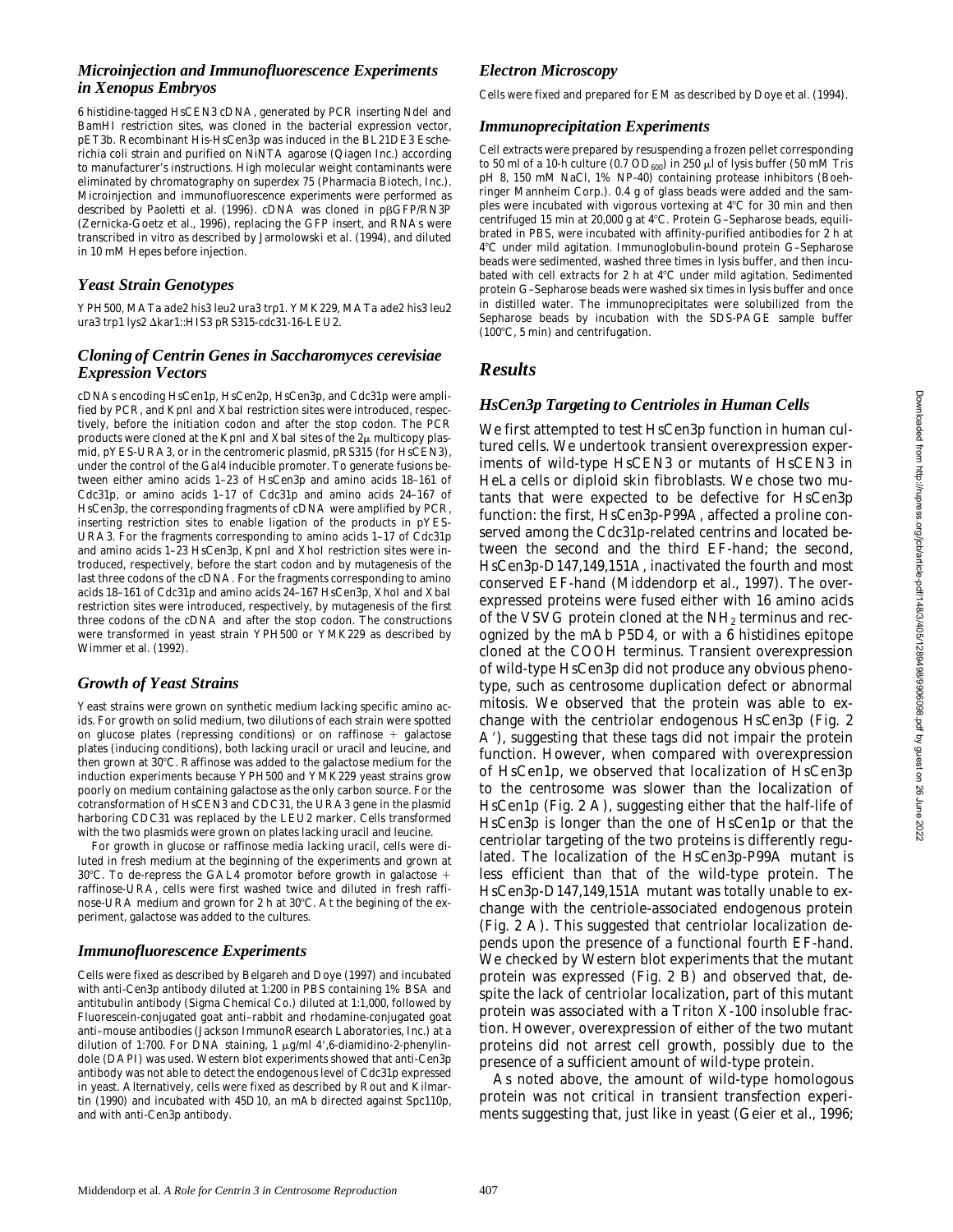### *Microinjection and Immunofluorescence Experiments in Xenopus Embryos*

6 histidine-tagged HsCEN3 cDNA, generated by PCR inserting NdeI and BamHI restriction sites, was cloned in the bacterial expression vector, pET3b. Recombinant His-HsCen3p was induced in the BL21DE3 *Escherichia coli* strain and purified on NiNTA agarose (Qiagen Inc.) according to manufacturer's instructions. High molecular weight contaminants were eliminated by chromatography on superdex 75 (Pharmacia Biotech, Inc.). Microinjection and immunofluorescence experiments were performed as described by Paoletti et al. (1996). cDNA was cloned in pβGFP/RN3P (Zernicka-Goetz et al., 1996), replacing the GFP insert, and RNAs were transcribed in vitro as described by Jarmolowski et al. (1994), and diluted in 10 mM Hepes before injection.

### *Yeast Strain Genotypes*

YPH500, MATa ade2 his3 leu2 ura3 trp1. YMK229, MATa ade2 his3 leu2 ura3 trp1 lys2 Δkar1::HIS3 pRS315-cdc31-16-LEU2.

### *Cloning of Centrin Genes in Saccharomyces cerevisiae Expression Vectors*

cDNAs encoding HsCen1p, HsCen2p, HsCen3p, and Cdc31p were amplified by PCR, and KpnI and XbaI restriction sites were introduced, respectively, before the initiation codon and after the stop codon. The PCR products were cloned at the KpnI and XbaI sites of the 2μ multicopy plasmid, pYES-URA3, or in the centromeric plasmid, pRS315 (for HsCEN3), under the control of the Gal4 inducible promoter. To generate fusions between either amino acids 1–23 of HsCen3p and amino acids 18–161 of Cdc31p, or amino acids 1–17 of Cdc31p and amino acids 24–167 of HsCen3p, the corresponding fragments of cDNA were amplified by PCR, inserting restriction sites to enable ligation of the products in pYES-URA3. For the fragments corresponding to amino acids 1–17 of Cdc31p and amino acids 1–23 HsCen3p, KpnI and XhoI restriction sites were introduced, respectively, before the start codon and by mutagenesis of the last three codons of the cDNA. For the fragments corresponding to amino acids 18–161 of Cdc31p and amino acids 24–167 HsCen3p, XhoI and XbaI restriction sites were introduced, respectively, by mutagenesis of the first three codons of the cDNA and after the stop codon. The constructions were transformed in yeast strain YPH500 or YMK229 as described by Wimmer et al. (1992).

### *Growth of Yeast Strains*

Yeast strains were grown on synthetic medium lacking specific amino acids. For growth on solid medium, two dilutions of each strain were spotted on glucose plates (repressing conditions) or on raffinose + galactose plates (inducing conditions), both lacking uracil or uracil and leucine, and then grown at 30°C. Raffinose was added to the galactose medium for the induction experiments because YPH500 and YMK229 yeast strains grow poorly on medium containing galactose as the only carbon source. For the cotransformation of HsCEN3 and CDC31, the URA3 gene in the plasmid harboring CDC31 was replaced by the LEU2 marker. Cells transformed with the two plasmids were grown on plates lacking uracil and leucine.

For growth in glucose or raffinose media lacking uracil, cells were diluted in fresh medium at the beginning of the experiments and grown at 30°C. To de-repress the GAL4 promotor before growth in galactose + raffinose-URA, cells were first washed twice and diluted in fresh raffinose-URA medium and grown for 2 h at 30°C. At the begining of the experiment, galactose was added to the cultures.

### *Immunofluorescence Experiments*

Cells were fixed as described by Belgareh and Doye (1997) and incubated with anti-Cen3p antibody diluted at 1:200 in PBS containing 1% BSA and antitubulin antibody (Sigma Chemical Co.) diluted at 1:1,000, followed by Fluorescein-conjugated goat anti–rabbit and rhodamine-conjugated goat anti–mouse antibodies (Jackson ImmunoResearch Laboratories, Inc.) at a dilution of 1:700. For DNA staining, 1 μg/ml 4′,6-diamidino-2-phenylindole (DAPI) was used. Western blot experiments showed that anti-Cen3p antibody was not able to detect the endogenous level of Cdc31p expressed in yeast. Alternatively, cells were fixed as described by Rout and Kilmartin (1990) and incubated with 45D10, an mAb directed against Spc110p, and with anti-Cen3p antibody.

### *Electron Microscopy*

Cells were fixed and prepared for EM as described by Doye et al. (1994).

### *Immunoprecipitation Experiments*

Cell extracts were prepared by resuspending a frozen pellet corresponding to 50 ml of a 10-h culture (0.7 $OD_{600}$) in 250 μl of lysis buffer (50 mM Tris pH 8, 150 mM NaCl, 1% NP-40) containing protease inhibitors (Boehringer Mannheim Corp.). 0.4 g of glass beads were added and the samples were incubated with vigorous vortexing at 4°C for 30 min and then centrifuged 15 min at 20,000 *g* at 4°C. Protein G–Sepharose beads, equilibrated in PBS, were incubated with affinity-purified antibodies for 2 h at 4°C under mild agitation. Immunoglobulin-bound protein G–Sepharose beads were sedimented, washed three times in lysis buffer, and then incubated with cell extracts for 2 h at 4°C under mild agitation. Sedimented protein G–Sepharose beads were washed six times in lysis buffer and once in distilled water. The immunoprecipitates were solubilized from the Sepharose beads by incubation with the SDS-PAGE sample buffer (100°C, 5 min) and centrifugation.

## *Results*

### *HsCen3p Targeting to Centrioles in Human Cells*

We first attempted to test HsCen3p function in human cultured cells. We undertook transient overexpression experiments of wild-type HsCEN3 or mutants of HsCEN3 in HeLa cells or diploid skin fibroblasts. We chose two mutants that were expected to be defective for HsCen3p function: the first, HsCen3p-P99A, affected a proline conserved among the Cdc31p-related centrins and located between the second and the third EF-hand; the second, HsCen3p-D147,149,151A, inactivated the fourth and most conserved EF-hand (Middendorp et al., 1997). The overexpressed proteins were fused either with 16 amino acids of the VSVG protein cloned at the $NH_2$ terminus and recognized by the mAb P5D4, or with a 6 histidines epitope cloned at the COOH terminus. Transient overexpression of wild-type HsCen3p did not produce any obvious phenotype, such as centrosome duplication defect or abnormal mitosis. We observed that the protein was able to exchange with the centriolar endogenous HsCen3p (Fig. 2 A′), suggesting that these tags did not impair the protein function. However, when compared with overexpression of HsCen1p, we observed that localization of HsCen3p to the centrosome was slower than the localization of HsCen1p (Fig. 2 A), suggesting either that the half-life of HsCen3p is longer than the one of HsCen1p or that the centriolar targeting of the two proteins is differently regulated. The localization of the HsCen3p-P99A mutant is less efficient than that of the wild-type protein. The HsCen3p-D147,149,151A mutant was totally unable to exchange with the centriole-associated endogenous protein (Fig. 2 A). This suggested that centriolar localization depends upon the presence of a functional fourth EF-hand. We checked by Western blot experiments that the mutant protein was expressed (Fig. 2 B) and observed that, despite the lack of centriolar localization, part of this mutant protein was associated with a Triton X-100 insoluble fraction. However, overexpression of either of the two mutant proteins did not arrest cell growth, possibly due to the presence of a sufficient amount of wild-type protein.

As noted above, the amount of wild-type homologous protein was not critical in transient transfection experiments suggesting that, just like in yeast (Geier et al., 1996;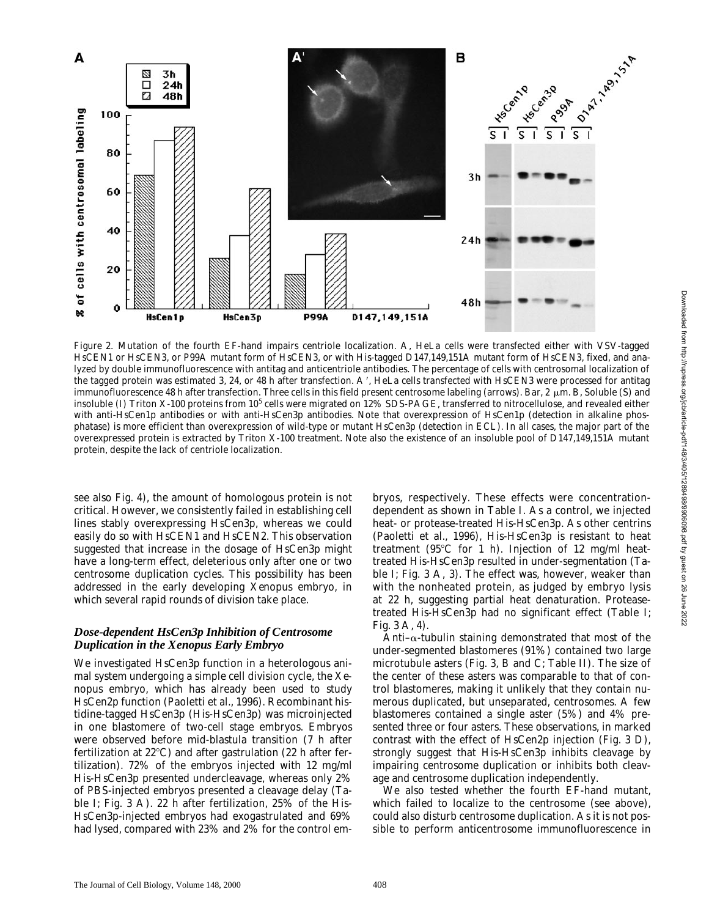Figure 2. Mutation of the fourth EF-hand impairs centriole localization. A, HeLa cells were transfected either with VSV-tagged HsCEN1 or HsCEN3, or P99A mutant form of HsCEN3, or with His-tagged D147,149,151A mutant form of HsCEN3, fixed, and analyzed by double immunofluorescence with antitag and anticentriole antibodies. The percentage of cells with centrosomal localization of the tagged protein was estimated 3, 24, or 48 h after transfection. A′, HeLa cells transfected with HsCEN3 were processed for antitag immunofluorescence 48 h after transfection. Three cells in this field present centrosome labeling (arrows). Bar, 2 μm. B, Soluble (S) and insoluble (I) Triton X-100 proteins from $10^5$ cells were migrated on 12% SDS-PAGE, transferred to nitrocellulose, and revealed either with anti-HsCen1p antibodies or with anti-HsCen3p antibodies. Note that overexpression of HsCen1p (detection in alkaline phosphatase) is more efficient than overexpression of wild-type or mutant HsCen3p (detection in ECL). In all cases, the major part of the overexpressed protein is extracted by Triton X-100 treatment. Note also the existence of an insoluble pool of D147,149,151A mutant protein, despite the lack of centriole localization.

see also Fig. 4), the amount of homologous protein is not critical. However, we consistently failed in establishing cell lines stably overexpressing HsCen3p, whereas we could easily do so with HsCEN1 and HsCEN2. This observation suggested that increase in the dosage of HsCen3p might have a long-term effect, deleterious only after one or two centrosome duplication cycles. This possibility has been addressed in the early developing Xenopus embryo, in which several rapid rounds of division take place.

### *Dose-dependent HsCen3p Inhibition of Centrosome Duplication in the Xenopus Early Embryo*

We investigated HsCen3p function in a heterologous animal system undergoing a simple cell division cycle, the Xenopus embryo, which has already been used to study HsCen2p function (Paoletti et al., 1996). Recombinant histidine-tagged HsCen3p (His-HsCen3p) was microinjected in one blastomere of two-cell stage embryos. Embryos were observed before mid-blastula transition (7 h after fertilization at 22°C) and after gastrulation (22 h after fertilization). 72% of the embryos injected with 12 mg/ml His-HsCen3p presented undercleavage, whereas only 2% of PBS-injected embryos presented a cleavage delay (Table I; Fig. 3 A). 22 h after fertilization, 25% of the His-HsCen3p-injected embryos had exogastrulated and 69% had lysed, compared with 23% and 2% for the control embryos, respectively. These effects were concentration-dependent as shown in Table I. As a control, we injected heat- or protease-treated His-HsCen3p. As other centrins (Paoletti et al., 1996), His-HsCen3p is resistant to heat treatment (95°C for 1 h). Injection of 12 mg/ml heat-treated His-HsCen3p resulted in under-segmentation (Table I; Fig. 3 A, 3). The effect was, however, weaker than with the nonheated protein, as judged by embryo lysis at 22 h, suggesting partial heat denaturation. Protease-treated His-HsCen3p had no significant effect (Table I; Fig. 3 A, 4).

Anti–α-tubulin staining demonstrated that most of the under-segmented blastomeres (91%) contained two large microtubule asters (Fig. 3, B and C; Table II). The size of the center of these asters was comparable to that of control blastomeres, making it unlikely that they contain numerous duplicated, but unseparated, centrosomes. A few blastomeres contained a single aster (5%) and 4% presented three or four asters. These observations, in marked contrast with the effect of HsCen2p injection (Fig. 3 D), strongly suggest that His-HsCen3p inhibits cleavage by impairing centrosome duplication or inhibits both cleavage and centrosome duplication independently.

We also tested whether the fourth EF-hand mutant, which failed to localize to the centrosome (see above), could also disturb centrosome duplication. As it is not possible to perform anticentrosome immunofluorescence in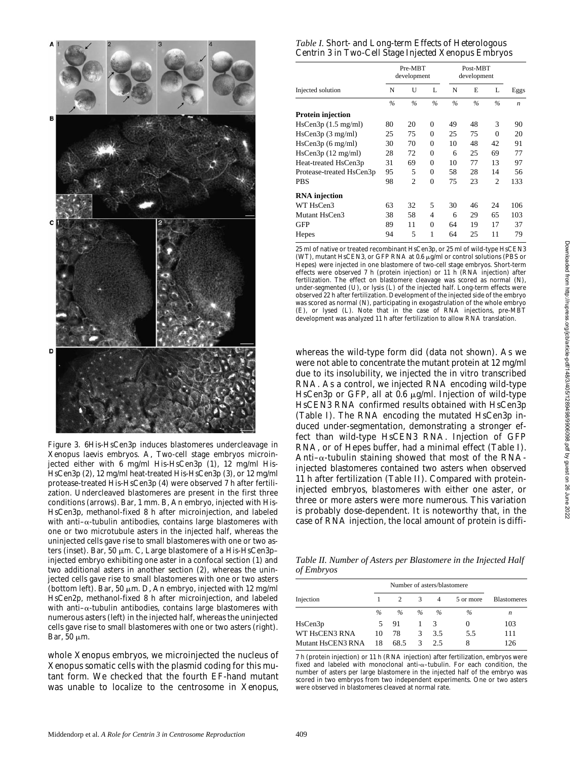Figure 3. 6His-HsCen3p induces blastomeres undercleavage in Xenopus laevis embryos. A, Two-cell stage embryos microinjected either with 6 mg/ml His-HsCen3p (1), 12 mg/ml His-HsCen3p (2), 12 mg/ml heat-treated His-HsCen3p (3), or 12 mg/ml protease-treated His-HsCen3p (4) were observed 7 h after fertilization. Undercleaved blastomeres are present in the first three conditions (arrows). Bar, 1 mm. B, An embryo, injected with His-HsCen3p, methanol-fixed 8 h after microinjection, and labeled with anti–α-tubulin antibodies, contains large blastomeres with one or two microtubule asters in the injected half, whereas the uninjected cells gave rise to small blastomeres with one or two asters (inset). Bar, 50 μm. C, Large blastomere of a His-HsCen3p–injected embryo exhibiting one aster in a confocal section (1) and two additional asters in another section (2), whereas the uninjected cells gave rise to small blastomeres with one or two asters (bottom left). Bar, 50 μm. D, An embryo, injected with 12 mg/ml HsCen2p, methanol-fixed 8 h after microinjection, and labeled with anti–α-tubulin antibodies, contains large blastomeres with numerous asters (left) in the injected half, whereas the uninjected cells gave rise to small blastomeres with one or two asters (right). Bar, 50 μm.

whole Xenopus embryos, we microinjected the nucleus of Xenopus somatic cells with the plasmid coding for this mutant form. We checked that the fourth EF-hand mutant was unable to localize to the centrosome in Xenopus, whereas the wild-type form did (data not shown). As we were not able to concentrate the mutant protein at 12 mg/ml due to its insolubility, we injected the in vitro transcribed RNA. As a control, we injected RNA encoding wild-type HsCen3p or GFP, all at 0.6 μg/ml. Injection of wild-type HsCEN3 RNA confirmed results obtained with HsCen3p (Table I). The RNA encoding the mutated HsCen3p induced under-segmentation, demonstrating a stronger effect than wild-type HsCEN3 RNA. Injection of GFP RNA, or of Hepes buffer, had a minimal effect (Table I). Anti–α-tubulin staining showed that most of the RNA-injected blastomeres contained two asters when observed 11 h after fertilization (Table II). Compared with protein-injected embryos, blastomeres with either one aster, or three or more asters were more numerous. This variation is probably dose-dependent. It is noteworthy that, in the case of RNA injection, the local amount of protein is diffi-

*Table I. Short- and Long-term Effects of Heterologous Centrin 3 in Two-Cell Stage Injected Xenopus Embryos*

| Injected solution | Pre-MBT development | | | Post-MBT development | | | Eggs |
|---|---|---|---|---|---|---|---|
| | N | U | L | N | E | L | |
| | % | % | % | % | % | % | *n* |
| **Protein injection** | | | | | | | |
| HsCen3p (1.5 mg/ml) | 80 | 20 | 0 | 49 | 48 | 3 | 90 |
| HsCen3p (3 mg/ml) | 25 | 75 | 0 | 25 | 75 | 0 | 20 |
| HsCen3p (6 mg/ml) | 30 | 70 | 0 | 10 | 48 | 42 | 91 |
| HsCen3p (12 mg/ml) | 28 | 72 | 0 | 6 | 25 | 69 | 77 |
| Heat-treated HsCen3p | 31 | 69 | 0 | 10 | 77 | 13 | 97 |
| Protease-treated HsCen3p | 95 | 5 | 0 | 58 | 28 | 14 | 56 |
| PBS | 98 | 2 | 0 | 75 | 23 | 2 | 133 |
| **RNA injection** | | | | | | | |
| WT HsCen3 | 63 | 32 | 5 | 30 | 46 | 24 | 106 |
| Mutant HsCen3 | 38 | 58 | 4 | 6 | 29 | 65 | 103 |
| GFP | 89 | 11 | 0 | 64 | 19 | 17 | 37 |
| Hepes | 94 | 5 | 1 | 64 | 25 | 11 | 79 |

25 ml of native or treated recombinant HsCen3p, or 25 ml of wild-type HsCEN3 (WT), mutant HsCEN3, or GFP RNA at 0.6 μg/ml or control solutions (PBS or Hepes) were injected in one blastomere of two-cell stage embryos. Short-term effects were observed 7 h (protein injection) or 11 h (RNA injection) after fertilization. The effect on blastomere cleavage was scored as normal (N), under-segmented (U), or lysis (L) of the injected half. Long-term effects were observed 22 h after fertilization. Development of the injected side of the embryo was scored as normal (N), participating in exogastrulation of the whole embryo (E), or lysed (L). Note that in the case of RNA injections, pre-MBT development was analyzed 11 h after fertilization to allow RNA translation.

*Table II. Number of Asters per Blastomere in the Injected Half of Embryos*

| Injection | Number of asters/blastomere | | | | | Blastomeres |
|---|---|---|---|---|---|---|
| | 1 | 2 | 3 | 4 | 5 or more | |
| | % | % | % | % | % | *n* |
| HsCen3p | 5 | 91 | 1 | 3 | 0 | 103 |
| WT HsCEN3 RNA | 10 | 78 | 3 | 3.5 | 5.5 | 111 |
| Mutant HsCEN3 RNA | 18 | 68.5 | 3 | 2.5 | 8 | 126 |

7 h (protein injection) or 11 h (RNA injection) after fertilization, embryos were fixed and labeled with monoclonal anti–α-tubulin. For each condition, the number of asters per large blastomere in the injected half of the embryo was scored in two embryos from two independent experiments. One or two asters were observed in blastomeres cleaved at normal rate.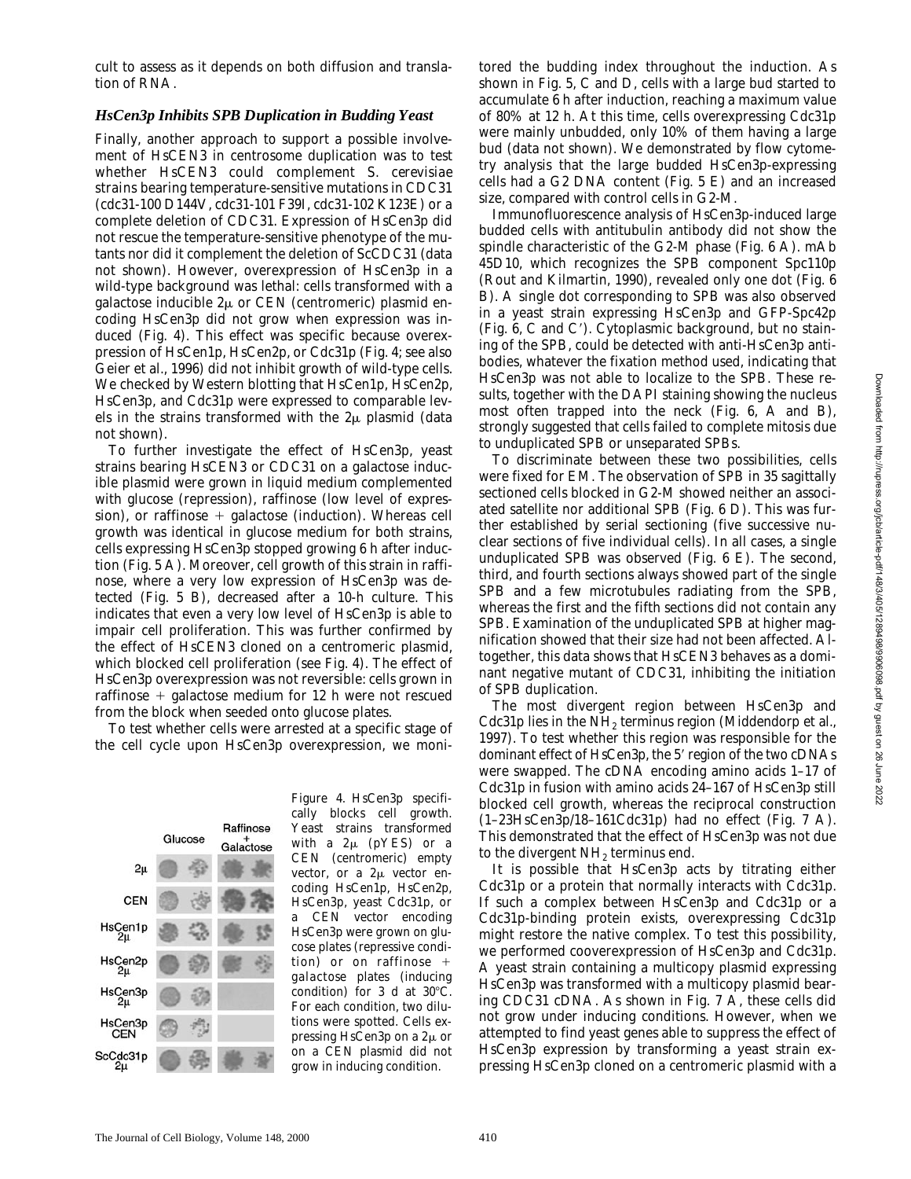cult to assess as it depends on both diffusion and translation of RNA.

### *HsCen3p Inhibits SPB Duplication in Budding Yeast*

Finally, another approach to support a possible involvement of HsCEN3 in centrosome duplication was to test whether HsCEN3 could complement S. cerevisiae strains bearing temperature-sensitive mutations in CDC31 (cdc31-100 D144V, cdc31-101 F39I, cdc31-102 K123E) or a complete deletion of CDC31. Expression of HsCen3p did not rescue the temperature-sensitive phenotype of the mutants nor did it complement the deletion of ScCDC31 (data not shown). However, overexpression of HsCen3p in a wild-type background was lethal: cells transformed with a galactose inducible 2μ or CEN (centromeric) plasmid encoding HsCen3p did not grow when expression was induced (Fig. 4). This effect was specific because overexpression of HsCen1p, HsCen2p, or Cdc31p (Fig. 4; see also Geier et al., 1996) did not inhibit growth of wild-type cells. We checked by Western blotting that HsCen1p, HsCen2p, HsCen3p, and Cdc31p were expressed to comparable levels in the strains transformed with the 2μ plasmid (data not shown).

To further investigate the effect of HsCen3p, yeast strains bearing HsCEN3 or CDC31 on a galactose inducible plasmid were grown in liquid medium complemented with glucose (repression), raffinose (low level of expression), or raffinose + galactose (induction). Whereas cell growth was identical in glucose medium for both strains, cells expressing HsCen3p stopped growing 6 h after induction (Fig. 5 A). Moreover, cell growth of this strain in raffinose, where a very low expression of HsCen3p was detected (Fig. 5 B), decreased after a 10-h culture. This indicates that even a very low level of HsCen3p is able to impair cell proliferation. This was further confirmed by the effect of HsCEN3 cloned on a centromeric plasmid, which blocked cell proliferation (see Fig. 4). The effect of HsCen3p overexpression was not reversible: cells grown in raffinose + galactose medium for 12 h were not rescued from the block when seeded onto glucose plates.

To test whether cells were arrested at a specific stage of the cell cycle upon HsCen3p overexpression, we monitored the budding index throughout the induction. As shown in Fig. 5, C and D, cells with a large bud started to accumulate 6 h after induction, reaching a maximum value of 80% at 12 h. At this time, cells overexpressing Cdc31p were mainly unbudded, only 10% of them having a large bud (data not shown). We demonstrated by flow cytometry analysis that the large budded HsCen3p-expressing cells had a G2 DNA content (Fig. 5 E) and an increased size, compared with control cells in G2-M.

Immunofluorescence analysis of HsCen3p-induced large budded cells with antitubulin antibody did not show the spindle characteristic of the G2-M phase (Fig. 6 A). mAb 45D10, which recognizes the SPB component Spc110p (Rout and Kilmartin, 1990), revealed only one dot (Fig. 6 B). A single dot corresponding to SPB was also observed in a yeast strain expressing HsCen3p and GFP-Spc42p (Fig. 6, C and C′). Cytoplasmic background, but no staining of the SPB, could be detected with anti-HsCen3p antibodies, whatever the fixation method used, indicating that HsCen3p was not able to localize to the SPB. These results, together with the DAPI staining showing the nucleus most often trapped into the neck (Fig. 6, A and B), strongly suggested that cells failed to complete mitosis due to unduplicated SPB or unseparated SPBs.

To discriminate between these two possibilities, cells were fixed for EM. The observation of SPB in 35 sagittally sectioned cells blocked in G2-M showed neither an associated satellite nor additional SPB (Fig. 6 D). This was further established by serial sectioning (five successive nuclear sections of five individual cells). In all cases, a single unduplicated SPB was observed (Fig. 6 E). The second, third, and fourth sections always showed part of the single SPB and a few microtubules radiating from the SPB, whereas the first and the fifth sections did not contain any SPB. Examination of the unduplicated SPB at higher magnification showed that their size had not been affected. Altogether, this data shows that HsCEN3 behaves as a dominant negative mutant of CDC31, inhibiting the initiation of SPB duplication.

The most divergent region between HsCen3p and Cdc31p lies in the $NH_2$ terminus region (Middendorp et al., 1997). To test whether this region was responsible for the dominant effect of HsCen3p, the 5′ region of the two cDNAs were swapped. The cDNA encoding amino acids 1–17 of Cdc31p in fusion with amino acids 24–167 of HsCen3p still blocked cell growth, whereas the reciprocal construction (1–23HsCen3p/18–161Cdc31p) had no effect (Fig. 7 A). This demonstrated that the effect of HsCen3p was not due to the divergent $NH_2$ terminus end.

It is possible that HsCen3p acts by titrating either Cdc31p or a protein that normally interacts with Cdc31p. If such a complex between HsCen3p and Cdc31p or a Cdc31p-binding protein exists, overexpressing Cdc31p might restore the native complex. To test this possibility, we performed cooverexpression of HsCen3p and Cdc31p. A yeast strain containing a multicopy plasmid expressing HsCen3p was transformed with a multicopy plasmid bearing CDC31 cDNA. As shown in Fig. 7 A, these cells did not grow under inducing conditions. However, when we attempted to find yeast genes able to suppress the effect of HsCen3p expression by transforming a yeast strain expressing HsCen3p cloned on a centromeric plasmid with a

Figure 4. HsCen3p specifically blocks cell growth. Yeast strains transformed with a 2μ (pYES) or a CEN (centromeric) empty vector, or a 2μ vector encoding HsCen1p, HsCen2p, HsCen3p, yeast Cdc31p, or a CEN vector encoding HsCen3p were grown on glucose plates (repressive condition) or on raffinose + galactose plates (inducing condition) for 3 d at 30°C. For each condition, two dilutions were spotted. Cells expressing HsCen3p on a 2μ or on a CEN plasmid did not grow in inducing condition.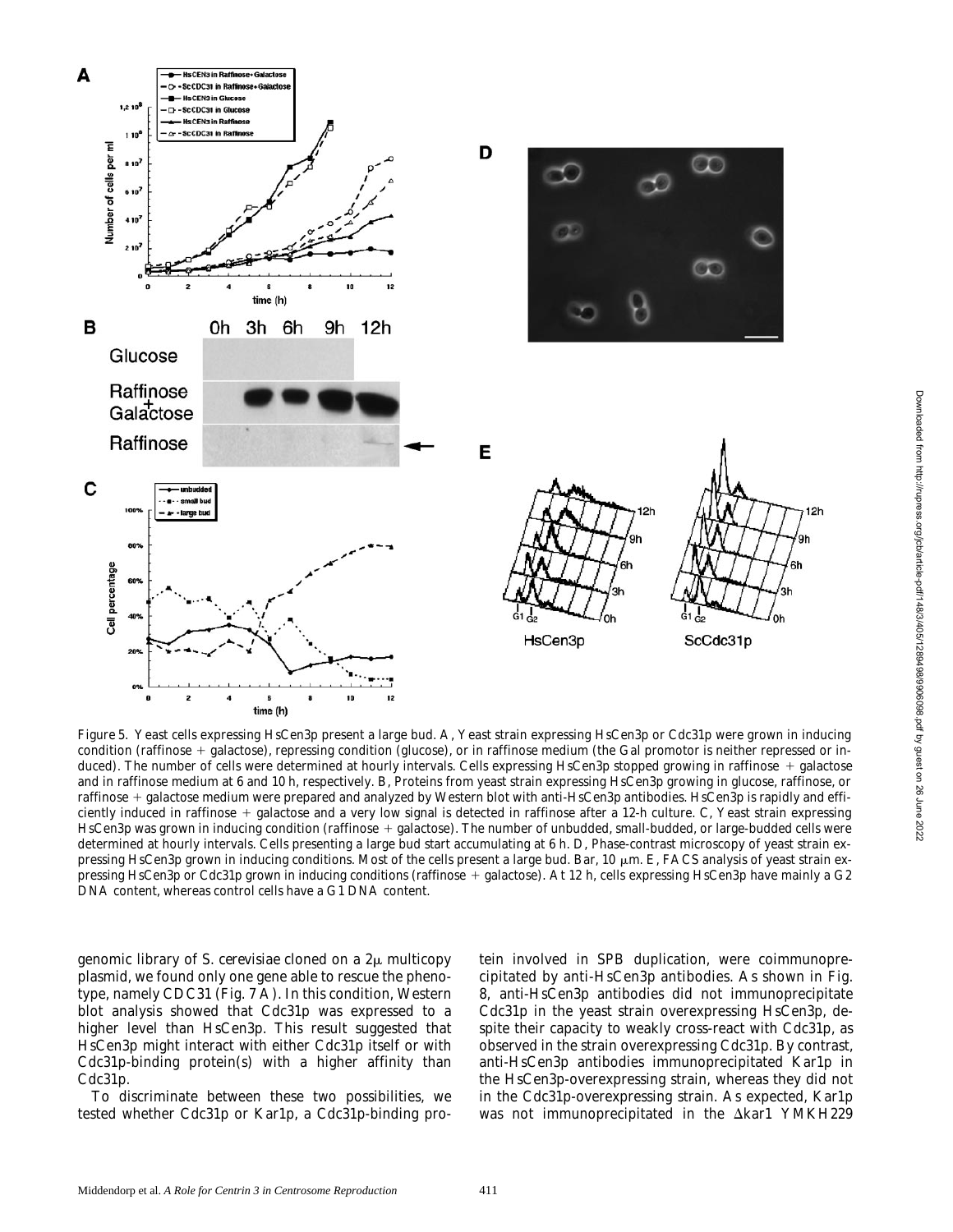Figure 5. Yeast cells expressing HsCen3p present a large bud. A, Yeast strain expressing HsCen3p or Cdc31p were grown in inducing condition (raffinose + galactose), repressing condition (glucose), or in raffinose medium (the Gal promotor is neither repressed or induced). The number of cells were determined at hourly intervals. Cells expressing HsCen3p stopped growing in raffinose + galactose and in raffinose medium at 6 and 10 h, respectively. B, Proteins from yeast strain expressing HsCen3p growing in glucose, raffinose, or raffinose + galactose medium were prepared and analyzed by Western blot with anti-HsCen3p antibodies. HsCen3p is rapidly and efficiently induced in raffinose + galactose and a very low signal is detected in raffinose after a 12-h culture. C, Yeast strain expressing HsCen3p was grown in inducing condition (raffinose + galactose). The number of unbudded, small-budded, or large-budded cells were determined at hourly intervals. Cells presenting a large bud start accumulating at 6 h. D, Phase-contrast microscopy of yeast strain expressing HsCen3p grown in inducing conditions. Most of the cells present a large bud. Bar, 10 μm. E, FACS analysis of yeast strain expressing HsCen3p or Cdc31p grown in inducing conditions (raffinose + galactose). At 12 h, cells expressing HsCen3p have mainly a G2 DNA content, whereas control cells have a G1 DNA content.

genomic library of S. cerevisiae cloned on a 2μ multicopy plasmid, we found only one gene able to rescue the phenotype, namely CDC31 (Fig. 7 A). In this condition, Western blot analysis showed that Cdc31p was expressed to a higher level than HsCen3p. This result suggested that HsCen3p might interact with either Cdc31p itself or with Cdc31p-binding protein(s) with a higher affinity than Cdc31p.

To discriminate between these two possibilities, we tested whether Cdc31p or Kar1p, a Cdc31p-binding protein involved in SPB duplication, were coimmunoprecipitated by anti-HsCen3p antibodies. As shown in Fig. 8, anti-HsCen3p antibodies did not immunoprecipitate Cdc31p in the yeast strain overexpressing HsCen3p, despite their capacity to weakly cross-react with Cdc31p, as observed in the strain overexpressing Cdc31p. By contrast, anti-HsCen3p antibodies immunoprecipitated Kar1p in the HsCen3p-overexpressing strain, whereas they did not in the Cdc31p-overexpressing strain. As expected, Kar1p was not immunoprecipitated in the Δkar1 YMKH229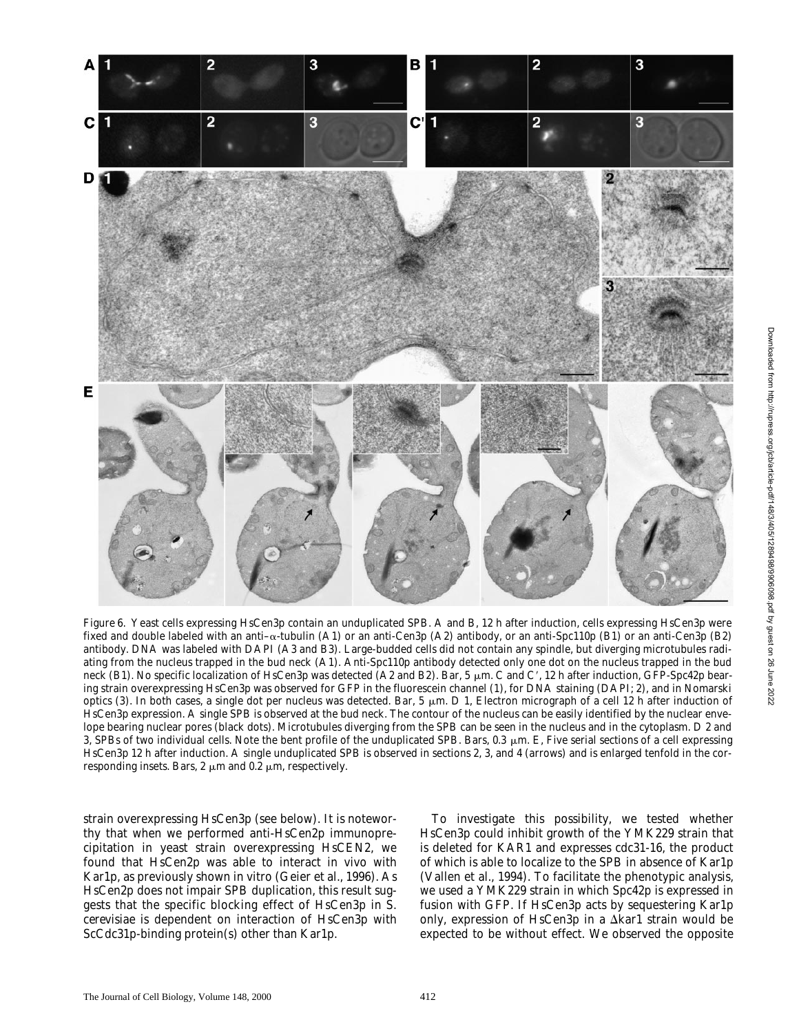Figure 6. Yeast cells expressing HsCen3p contain an unduplicated SPB. A and B, 12 h after induction, cells expressing HsCen3p were fixed and double labeled with an anti–α-tubulin (A1) or an anti-Cen3p (A2) antibody, or an anti-Spc110p (B1) or an anti-Cen3p (B2) antibody. DNA was labeled with DAPI (A3 and B3). Large-budded cells did not contain any spindle, but diverging microtubules radiating from the nucleus trapped in the bud neck (A1). Anti-Spc110p antibody detected only one dot on the nucleus trapped in the bud neck (B1). No specific localization of HsCen3p was detected (A2 and B2). Bar, 5 μm. C and C′, 12 h after induction, GFP-Spc42p bearing strain overexpressing HsCen3p was observed for GFP in the fluorescein channel (1), for DNA staining (DAPI; 2), and in Nomarski optics (3). In both cases, a single dot per nucleus was detected. Bar, 5 μm. D 1, Electron micrograph of a cell 12 h after induction of HsCen3p expression. A single SPB is observed at the bud neck. The contour of the nucleus can be easily identified by the nuclear envelope bearing nuclear pores (black dots). Microtubules diverging from the SPB can be seen in the nucleus and in the cytoplasm. D 2 and 3, SPBs of two individual cells. Note the bent profile of the unduplicated SPB. Bars, 0.3 μm. E, Five serial sections of a cell expressing HsCen3p 12 h after induction. A single unduplicated SPB is observed in sections 2, 3, and 4 (arrows) and is enlarged tenfold in the corresponding insets. Bars, 2 μm and 0.2 μm, respectively.

strain overexpressing HsCen3p (see below). It is noteworthy that when we performed anti-HsCen2p immunoprecipitation in yeast strain overexpressing HsCEN2, we found that HsCen2p was able to interact in vivo with Kar1p, as previously shown in vitro (Geier et al., 1996). As HsCen2p does not impair SPB duplication, this result suggests that the specific blocking effect of HsCen3p in S. cerevisiae is dependent on interaction of HsCen3p with ScCdc31p-binding protein(s) other than Kar1p.

To investigate this possibility, we tested whether HsCen3p could inhibit growth of the YMK229 strain that is deleted for KAR1 and expresses cdc31-16, the product of which is able to localize to the SPB in absence of Kar1p (Vallen et al., 1994). To facilitate the phenotypic analysis, we used a YMK229 strain in which Spc42p is expressed in fusion with GFP. If HsCen3p acts by sequestering Kar1p only, expression of HsCen3p in a Δkar1 strain would be expected to be without effect. We observed the opposite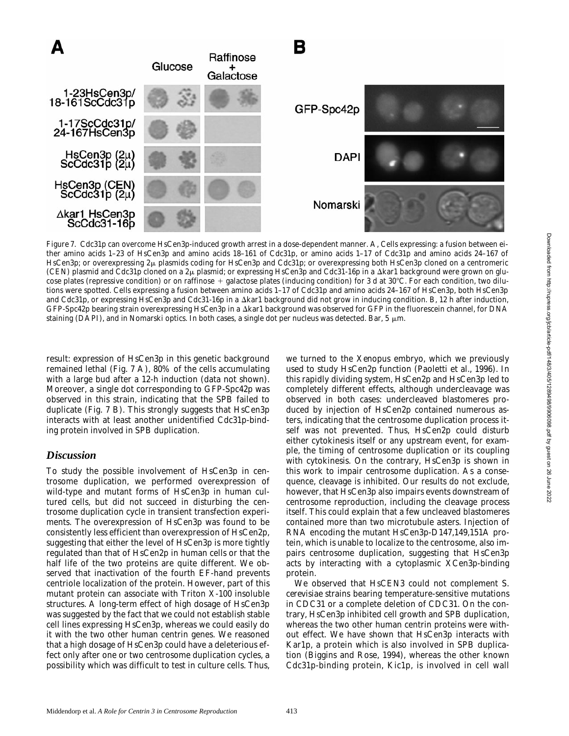Figure 7. Cdc31p can overcome HsCen3p-induced growth arrest in a dose-dependent manner. A, Cells expressing: a fusion between either amino acids 1–23 of HsCen3p and amino acids 18–161 of Cdc31p, or amino acids 1–17 of Cdc31p and amino acids 24–167 of HsCen3p; or overexpressing 2μ plasmids coding for HsCen3p and Cdc31p; or overexpressing both HsCen3p cloned on a centromeric (CEN) plasmid and Cdc31p cloned on a 2μ plasmid; or expressing HsCen3p and Cdc31-16p in a Δkar1 background were grown on glucose plates (repressive condition) or on raffinose + galactose plates (inducing condition) for 3 d at 30°C. For each condition, two dilutions were spotted. Cells expressing a fusion between amino acids 1–17 of Cdc31p and amino acids 24–167 of HsCen3p, both HsCen3p and Cdc31p, or expressing HsCen3p and Cdc31-16p in a Δkar1 background did not grow in inducing condition. B, 12 h after induction, GFP-Spc42p bearing strain overexpressing HsCen3p in a Δkar1 background was observed for GFP in the fluorescein channel, for DNA staining (DAPI), and in Nomarski optics. In both cases, a single dot per nucleus was detected. Bar, 5 μm.

result: expression of HsCen3p in this genetic background remained lethal (Fig. 7 A), 80% of the cells accumulating with a large bud after a 12-h induction (data not shown). Moreover, a single dot corresponding to GFP-Spc42p was observed in this strain, indicating that the SPB failed to duplicate (Fig. 7 B). This strongly suggests that HsCen3p interacts with at least another unidentified Cdc31p-binding protein involved in SPB duplication.

## Discussion

To study the possible involvement of HsCen3p in centrosome duplication, we performed overexpression of wild-type and mutant forms of HsCen3p in human cultured cells, but did not succeed in disturbing the centrosome duplication cycle in transient transfection experiments. The overexpression of HsCen3p was found to be consistently less efficient than overexpression of HsCen2p, suggesting that either the level of HsCen3p is more tightly regulated than that of HsCen2p in human cells or that the half life of the two proteins are quite different. We observed that inactivation of the fourth EF-hand prevents centriole localization of the protein. However, part of this mutant protein can associate with Triton X-100 insoluble structures. A long-term effect of high dosage of HsCen3p was suggested by the fact that we could not establish stable cell lines expressing HsCen3p, whereas we could easily do it with the two other human centrin genes. We reasoned that a high dosage of HsCen3p could have a deleterious effect only after one or two centrosome duplication cycles, a possibility which was difficult to test in culture cells. Thus, we turned to the *Xenopus* embryo, which we previously used to study HsCen2p function (Paoletti et al., 1996). In this rapidly dividing system, HsCen2p and HsCen3p led to completely different effects, although undercleavage was observed in both cases: undercleaved blastomeres produced by injection of HsCen2p contained numerous asters, indicating that the centrosome duplication process itself was not prevented. Thus, HsCen2p could disturb either cytokinesis itself or any upstream event, for example, the timing of centrosome duplication or its coupling with cytokinesis. On the contrary, HsCen3p is shown in this work to impair centrosome duplication. As a consequence, cleavage is inhibited. Our results do not exclude, however, that HsCen3p also impairs events downstream of centrosome reproduction, including the cleavage process itself. This could explain that a few uncleaved blastomeres contained more than two microtubule asters. Injection of RNA encoding the mutant HsCen3p-D147,149,151A protein, which is unable to localize to the centrosome, also impairs centrosome duplication, suggesting that HsCen3p acts by interacting with a cytoplasmic XCen3p-binding protein.

We observed that *HsCEN3* could not complement *S. cerevisiae* strains bearing temperature-sensitive mutations in *CDC31* or a complete deletion of *CDC31*. On the contrary, HsCen3p inhibited cell growth and SPB duplication, whereas the two other human centrin proteins were without effect. We have shown that HsCen3p interacts with Kar1p, a protein which is also involved in SPB duplication (Biggins and Rose, 1994), whereas the other known Cdc31p-binding protein, Kic1p, is involved in cell wall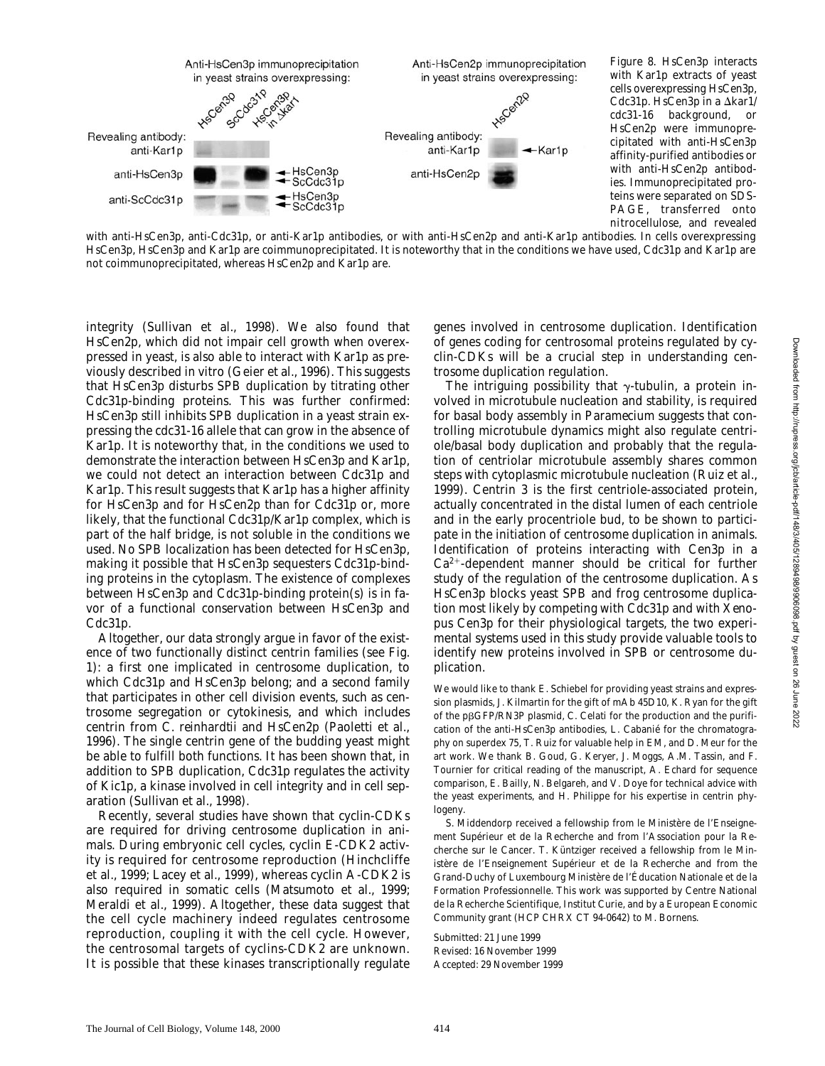Figure 8. HsCen3p interacts with Kar1p extracts of yeast cells overexpressing HsCen3p, Cdc31p. HsCen3p in a Δkar1/cdc31-16 background, or HsCen2p were immunoprecipitated with anti-HsCen3p affinity-purified antibodies or with anti-HsCen2p antibodies. Immunoprecipitated proteins were separated on SDS-PAGE, transferred onto nitrocellulose, and revealed with anti-HsCen3p, anti-Cdc31p, or anti-Kar1p antibodies, or with anti-HsCen2p and anti-Kar1p antibodies. In cells overexpressing HsCen3p, HsCen3p and Kar1p are coimmunoprecipitated. It is noteworthy that in the conditions we have used, Cdc31p and Kar1p are not coimmunoprecipitated, whereas HsCen2p and Kar1p are.

integrity (Sullivan et al., 1998). We also found that HsCen2p, which did not impair cell growth when overexpressed in yeast, is also able to interact with Kar1p as previously described in vitro (Geier et al., 1996). This suggests that HsCen3p disturbs SPB duplication by titrating other Cdc31p-binding proteins. This was further confirmed: HsCen3p still inhibits SPB duplication in a yeast strain expressing the cdc31-16 allele that can grow in the absence of Kar1p. It is noteworthy that, in the conditions we used to demonstrate the interaction between HsCen3p and Kar1p, we could not detect an interaction between Cdc31p and Kar1p. This result suggests that Kar1p has a higher affinity for HsCen3p and for HsCen2p than for Cdc31p or, more likely, that the functional Cdc31p/Kar1p complex, which is part of the half bridge, is not soluble in the conditions we used. No SPB localization has been detected for HsCen3p, making it possible that HsCen3p sequesters Cdc31p-binding proteins in the cytoplasm. The existence of complexes between HsCen3p and Cdc31p-binding protein(s) is in favor of a functional conservation between HsCen3p and Cdc31p.

Altogether, our data strongly argue in favor of the existence of two functionally distinct centrin families (see Fig. 1): a first one implicated in centrosome duplication, to which Cdc31p and HsCen3p belong; and a second family that participates in other cell division events, such as centrosome segregation or cytokinesis, and which includes centrin from *C. reinhardtii* and HsCen2p (Paoletti et al., 1996). The single centrin gene of the budding yeast might be able to fulfill both functions. It has been shown that, in addition to SPB duplication, Cdc31p regulates the activity of Kic1p, a kinase involved in cell integrity and in cell separation (Sullivan et al., 1998).

Recently, several studies have shown that cyclin-CDKs are required for driving centrosome duplication in animals. During embryonic cell cycles, cyclin E-CDK2 activity is required for centrosome reproduction (Hinchcliffe et al., 1999; Lacey et al., 1999), whereas cyclin A-CDK2 is also required in somatic cells (Matsumoto et al., 1999; Meraldi et al., 1999). Altogether, these data suggest that the cell cycle machinery indeed regulates centrosome reproduction, coupling it with the cell cycle. However, the centrosomal targets of cyclins-CDK2 are unknown. It is possible that these kinases transcriptionally regulate genes involved in centrosome duplication. Identification of genes coding for centrosomal proteins regulated by cyclin-CDKs will be a crucial step in understanding centrosome duplication regulation.

The intriguing possibility that γ-tubulin, a protein involved in microtubule nucleation and stability, is required for basal body assembly in *Paramecium* suggests that controlling microtubule dynamics might also regulate centriole/basal body duplication and probably that the regulation of centriolar microtubule assembly shares common steps with cytoplasmic microtubule nucleation (Ruiz et al., 1999). Centrin 3 is the first centriole-associated protein, actually concentrated in the distal lumen of each centriole and in the early procentriole bud, to be shown to participate in the initiation of centrosome duplication in animals. Identification of proteins interacting with Cen3p in a $Ca^{2+}$-dependent manner should be critical for further study of the regulation of the centrosome duplication. As HsCen3p blocks yeast SPB and frog centrosome duplication most likely by competing with Cdc31p and with *Xenopus* Cen3p for their physiological targets, the two experimental systems used in this study provide valuable tools to identify new proteins involved in SPB or centrosome duplication.

We would like to thank E. Schiebel for providing yeast strains and expression plasmids, J. Kilmartin for the gift of mAb 45D10, K. Ryan for the gift of the pβGFP/RN3P plasmid, C. Celati for the production and the purification of the anti-HsCen3p antibodies, L. Cabanié for the chromatography on superdex 75, T. Ruiz for valuable help in EM, and D. Meur for the art work. We thank B. Goud, G. Keryer, J. Moggs, A.M. Tassin, and F. Tournier for critical reading of the manuscript, A. Echard for sequence comparison, E. Bailly, N. Belgareh, and V. Doye for technical advice with the yeast experiments, and H. Philippe for his expertise in centrin phylogeny.

S. Middendorp received a fellowship from le Ministère de l'Enseignement Supérieur et de la Recherche and from l'Association pour la Recherche sur le Cancer. T. Küntziger received a fellowship from le Ministère de l'Enseignement Supérieur et de la Recherche and from the Grand-Duchy of Luxembourg Ministère de l'Éducation Nationale et de la Formation Professionnelle. This work was supported by Centre National de la Recherche Scientifique, Institut Curie, and by a European Economic Community grant (HCP CHRX CT 94-0642) to M. Bornens.

Submitted: 21 June 1999
Revised: 16 November 1999
Accepted: 29 November 1999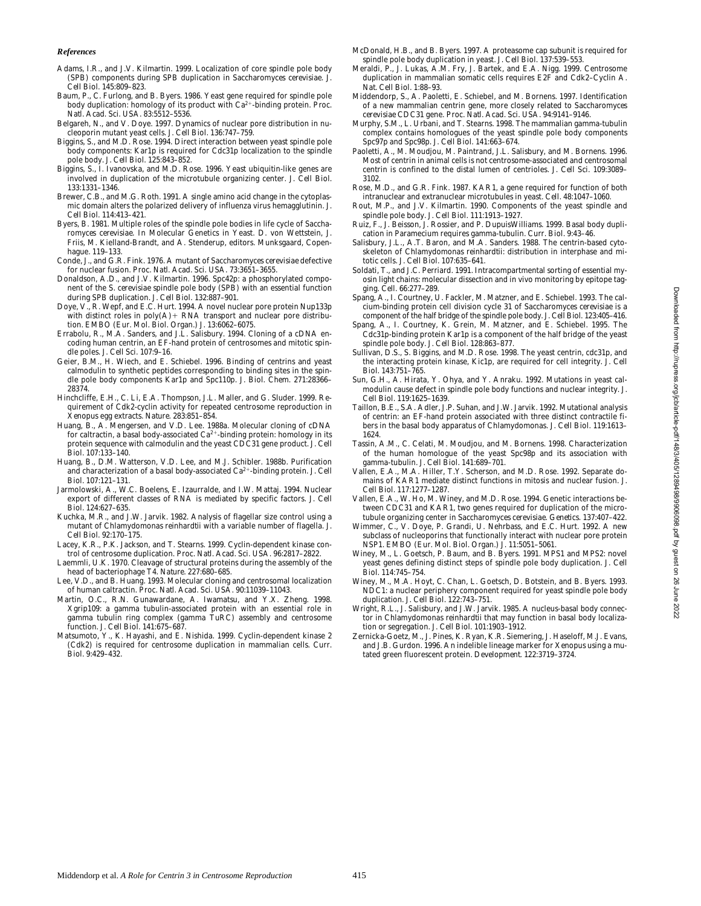### References

Adams, I.R., and J.V. Kilmartin. 1999. Localization of core spindle pole body (SPB) components during SPB duplication in Saccharomyces cerevisiae. J. Cell Biol. 145:809–823.

Baum, P., C. Furlong, and B. Byers. 1986. Yeast gene required for spindle pole body duplication: homology of its product with $Ca^{2+}$-binding protein. Proc. Natl. Acad. Sci. USA. 83:5512–5536.

Belgareh, N., and V. Doye. 1997. Dynamics of nuclear pore distribution in nucleoporin mutant yeast cells. J. Cell Biol. 136:747–759.

Biggins, S., and M.D. Rose. 1994. Direct interaction between yeast spindle pole body components: Kar1p is required for Cdc31p localization to the spindle pole body. J. Cell Biol. 125:843–852.

Biggins, S., I. Ivanovska, and M.D. Rose. 1996. Yeast ubiquitin-like genes are involved in duplication of the microtubule organizing center. J. Cell Biol. 133:1331–1346.

Brewer, C.B., and M.G. Roth. 1991. A single amino acid change in the cytoplasmic domain alters the polarized delivery of influenza virus hemagglutinin. J. Cell Biol. 114:413–421.

Byers, B. 1981. Multiple roles of the spindle pole bodies in life cycle of Saccharomyces cerevisiae. In Molecular Genetics in Yeast. D. von Wettstein, J. Friis, M. Kielland-Brandt, and A. Stenderup, editors. Munksgaard, Copenhague. 119–133.

Conde, J., and G.R. Fink. 1976. A mutant of Saccharomyces cerevisiae defective for nuclear fusion. Proc. Natl. Acad. Sci. USA. 73:3651–3655.

Donaldson, A.D., and J.V. Kilmartin. 1996. Spc42p: a phosphorylated component of the S. cerevisiae spindle pole body (SPB) with an essential function during SPB duplication. J. Cell Biol. 132:887–901.

Doye, V., R. Wepf, and E.C. Hurt. 1994. A novel nuclear pore protein Nup133p with distinct roles in poly(A)+ RNA transport and nuclear pore distribution. EMBO (Eur. Mol. Biol. Organ.) J. 13:6062–6075.

Errabolu, R., M.A. Sanders, and J.L. Salisbury. 1994. Cloning of a cDNA encoding human centrin, an EF-hand protein of centrosomes and mitotic spindle poles. J. Cell Sci. 107:9–16.

Geier, B.M., H. Wiech, and E. Schiebel. 1996. Binding of centrins and yeast calmodulin to synthetic peptides corresponding to binding sites in the spindle pole body components Kar1p and Spc110p. J. Biol. Chem. 271:28366–28374.

Hinchcliffe, E.H., C. Li, E.A. Thompson, J.L. Maller, and G. Sluder. 1999. Requirement of Cdk2-cyclin activity for repeated centrosome reproduction in Xenopus egg extracts. Nature. 283:851–854.

Huang, B., A. Mengersen, and V.D. Lee. 1988a. Molecular cloning of cDNA for caltractin, a basal body-associated $Ca^{2+}$-binding protein: homology in its protein sequence with calmodulin and the yeast CDC31 gene product. J. Cell Biol. 107:133–140.

Huang, B., D.M. Watterson, V.D. Lee, and M.J. Schibler. 1988b. Purification and characterization of a basal body-associated $Ca^{2+}$-binding protein. J. Cell Biol. 107:121–131.

Jarmolowski, A., W.C. Boelens, E. Izaurralde, and I.W. Mattaj. 1994. Nuclear export of different classes of RNA is mediated by specific factors. J. Cell Biol. 124:627–635.

Kuchka, M.R., and J.W. Jarvik. 1982. Analysis of flagellar size control using a mutant of Chlamydomonas reinhardtii with a variable number of flagella. J. Cell Biol. 92:170–175.

Lacey, K.R., P.K. Jackson, and T. Stearns. 1999. Cyclin-dependent kinase control of centrosome duplication. Proc. Natl. Acad. Sci. USA. 96:2817–2822.

Laemmli, U.K. 1970. Cleavage of structural proteins during the assembly of the head of bacteriophage T4. Nature. 227:680–685.

Lee, V.D., and B. Huang. 1993. Molecular cloning and centrosomal localization of human caltractin. Proc. Natl. Acad. Sci. USA. 90:11039–11043.

Martin, O.C., R.N. Gunawardane, A. Iwamatsu, and Y.X. Zheng. 1998. Xgrip109: a gamma tubulin-associated protein with an essential role in gamma tubulin ring complex (gamma TuRC) assembly and centrosome function. J. Cell Biol. 141:675–687.

Matsumoto, Y., K. Hayashi, and E. Nishida. 1999. Cyclin-dependent kinase 2 (Cdk2) is required for centrosome duplication in mammalian cells. Curr. Biol. 9:429–432.

McDonald, H.B., and B. Byers. 1997. A proteasome cap subunit is required for spindle pole body duplication in yeast. J. Cell Biol. 137:539–553.

Meraldi, P., J. Lukas, A.M. Fry, J. Bartek, and E.A. Nigg. 1999. Centrosome duplication in mammalian somatic cells requires E2F and Cdk2–Cyclin A. Nat. Cell Biol. 1:88–93.

Middendorp, S., A. Paoletti, E. Schiebel, and M. Bornens. 1997. Identification of a new mammalian centrin gene, more closely related to Saccharomyces cerevisiae CDC31 gene. Proc. Natl. Acad. Sci. USA. 94:9141–9146.

Murphy, S.M., L. Urbani, and T. Stearns. 1998. The mammalian gamma-tubulin complex contains homologues of the yeast spindle pole body components Spc97p and Spc98p. J. Cell Biol. 141:663–674.

Paoletti, A., M. Moudjou, M. Paintrand, J.L. Salisbury, and M. Bornens. 1996. Most of centrin in animal cells is not centrosome-associated and centrosomal centrin is confined to the distal lumen of centrioles. J. Cell Sci. 109:3089–3102.

Rose, M.D., and G.R. Fink. 1987. KAR1, a gene required for function of both intranuclear and extranuclear microtubules in yeast. Cell. 48:1047–1060.

Rout, M.P., and J.V. Kilmartin. 1990. Components of the yeast spindle and spindle pole body. J. Cell Biol. 111:1913–1927.

Ruiz, F., J. Beisson, J. Rossier, and P. DupuisWilliams. 1999. Basal body duplication in Paramecium requires gamma-tubulin. Curr. Biol. 9:43–46.

Salisbury, J.L., A.T. Baron, and M.A. Sanders. 1988. The centrin-based cytoskeleton of Chlamydomonas reinhardtii: distribution in interphase and mitotic cells. J. Cell Biol. 107:635–641.

Soldati, T., and J.C. Perriard. 1991. Intracompartmental sorting of essential myosin light chains: molecular dissection and in vivo monitoring by epitope tagging. Cell. 66:277–289.

Spang, A., I. Courtney, U. Fackler, M. Matzner, and E. Schiebel. 1993. The calcium-binding protein cell division cycle 31 of Saccharomyces cerevisiae is a component of the half bridge of the spindle pole body. J. Cell Biol. 123:405–416.

Spang, A., I. Courtney, K. Grein, M. Matzner, and E. Schiebel. 1995. The Cdc31p-binding protein Kar1p is a component of the half bridge of the yeast spindle pole body. J. Cell Biol. 128:863–877.

Sullivan, D.S., S. Biggins, and M.D. Rose. 1998. The yeast centrin, cdc31p, and the interacting protein kinase, Kic1p, are required for cell integrity. J. Cell Biol. 143:751–765.

Sun, G.H., A. Hirata, Y. Ohya, and Y. Anraku. 1992. Mutations in yeast calmodulin cause defect in spindle pole body functions and nuclear integrity. J. Cell Biol. 119:1625–1639.

Taillon, B.E., S.A. Adler, J.P. Suhan, and J.W. Jarvik. 1992. Mutational analysis of centrin: an EF-hand protein associated with three distinct contractile fibers in the basal body apparatus of Chlamydomonas. J. Cell Biol. 119:1613–1624.

Tassin, A.M., C. Celati, M. Moudjou, and M. Bornens. 1998. Characterization of the human homologue of the yeast Spc98p and its association with gamma-tubulin. J. Cell Biol. 141:689–701.

Vallen, E.A., M.A. Hiller, T.Y. Scherson, and M.D. Rose. 1992. Separate domains of KAR1 mediate distinct functions in mitosis and nuclear fusion. J. Cell Biol. 117:1277–1287.

Vallen, E.A., W. Ho, M. Winey, and M.D. Rose. 1994. Genetic interactions between CDC31 and KAR1, two genes required for duplication of the microtubule organizing center in Saccharomyces cerevisiae. Genetics. 137:407–422.

Wimmer, C., V. Doye, P. Grandi, U. Nehrbass, and E.C. Hurt. 1992. A new subclass of nucleoporins that functionally interact with nuclear pore protein NSP1. EMBO (Eur. Mol. Biol. Organ.) J. 11:5051–5061.

Winey, M., L. Goetsch, P. Baum, and B. Byers. 1991. MPS1 and MPS2: novel yeast genes defining distinct steps of spindle pole body duplication. J. Cell Biol. 114:745–754.

Winey, M., M.A. Hoyt, C. Chan, L. Goetsch, D. Botstein, and B. Byers. 1993. NDC1: a nuclear periphery component required for yeast spindle pole body duplication. J. Cell Biol. 122:743–751.

Wright, R.L., J. Salisbury, and J.W. Jarvik. 1985. A nucleus-basal body connector in Chlamydomonas reinhardtii that may function in basal body localization or segregation. J. Cell Biol. 101:1903–1912.

Zernicka-Goetz, M., J. Pines, K. Ryan, K.R. Siemering, J. Haseloff, M.J. Evans, and J.B. Gurdon. 1996. An indelible lineage marker for Xenopus using a mutated green fluorescent protein. Development. 122:3719–3724.